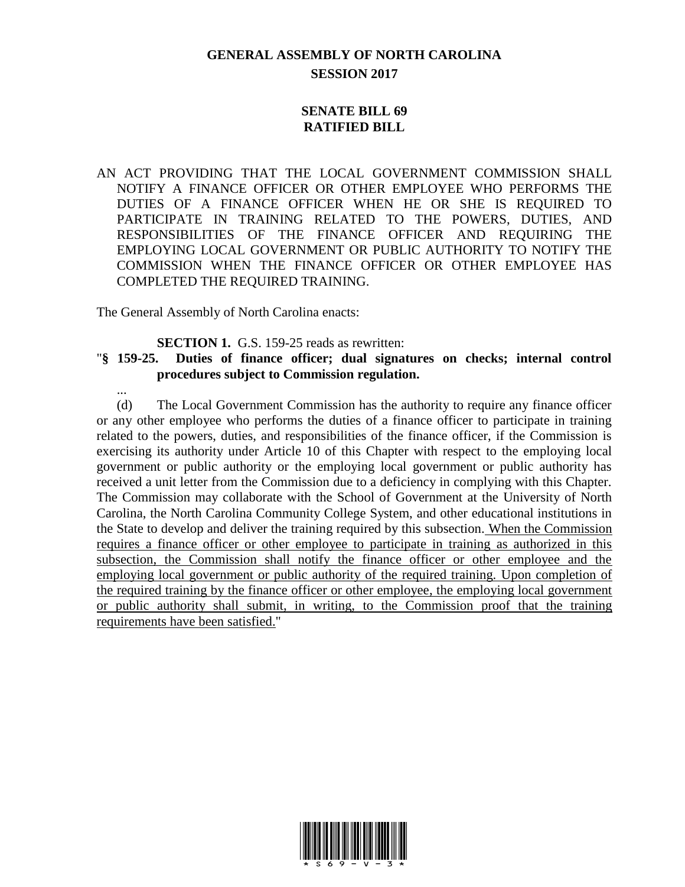# GENERAL ASSEMBLY OF NORTH CAROLINA
## SESSION 2017

## SENATE BILL 69
## RATIFIED BILL

AN ACT PROVIDING THAT THE LOCAL GOVERNMENT COMMISSION SHALL NOTIFY A FINANCE OFFICER OR OTHER EMPLOYEE WHO PERFORMS THE DUTIES OF A FINANCE OFFICER WHEN HE OR SHE IS REQUIRED TO PARTICIPATE IN TRAINING RELATED TO THE POWERS, DUTIES, AND RESPONSIBILITIES OF THE FINANCE OFFICER AND REQUIRING THE EMPLOYING LOCAL GOVERNMENT OR PUBLIC AUTHORITY TO NOTIFY THE COMMISSION WHEN THE FINANCE OFFICER OR OTHER EMPLOYEE HAS COMPLETED THE REQUIRED TRAINING.

The General Assembly of North Carolina enacts:

**SECTION 1.** G.S. 159-25 reads as rewritten:

"**§ 159-25. Duties of finance officer; dual signatures on checks; internal control procedures subject to Commission regulation.**

...

(d) The Local Government Commission has the authority to require any finance officer or any other employee who performs the duties of a finance officer to participate in training related to the powers, duties, and responsibilities of the finance officer, if the Commission is exercising its authority under Article 10 of this Chapter with respect to the employing local government or public authority or the employing local government or public authority has received a unit letter from the Commission due to a deficiency in complying with this Chapter. The Commission may collaborate with the School of Government at the University of North Carolina, the North Carolina Community College System, and other educational institutions in the State to develop and deliver the training required by this subsection. When the Commission requires a finance officer or other employee to participate in training as authorized in this subsection, the Commission shall notify the finance officer or other employee and the employing local government or public authority of the required training. Upon completion of the required training by the finance officer or other employee, the employing local government or public authority shall submit, in writing, to the Commission proof that the training requirements have been satisfied."

\* S 6 9 - V - 3 \*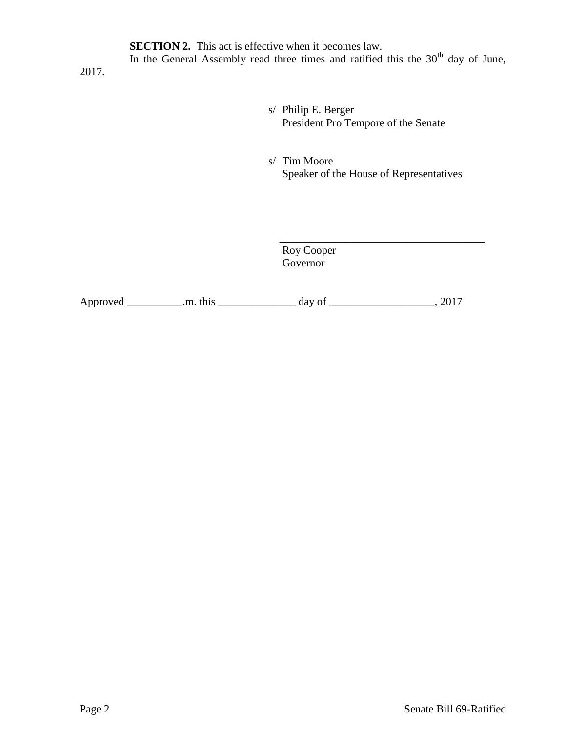**SECTION 2.** This act is effective when it becomes law.

In the General Assembly read three times and ratified this the 30th day of June, 2017.

s/ Philip E. Berger
President Pro Tempore of the Senate

s/ Tim Moore
Speaker of the House of Representatives

_____________________________________
Roy Cooper
Governor

Approved __________.m. this ______________ day of ___________________, 2017